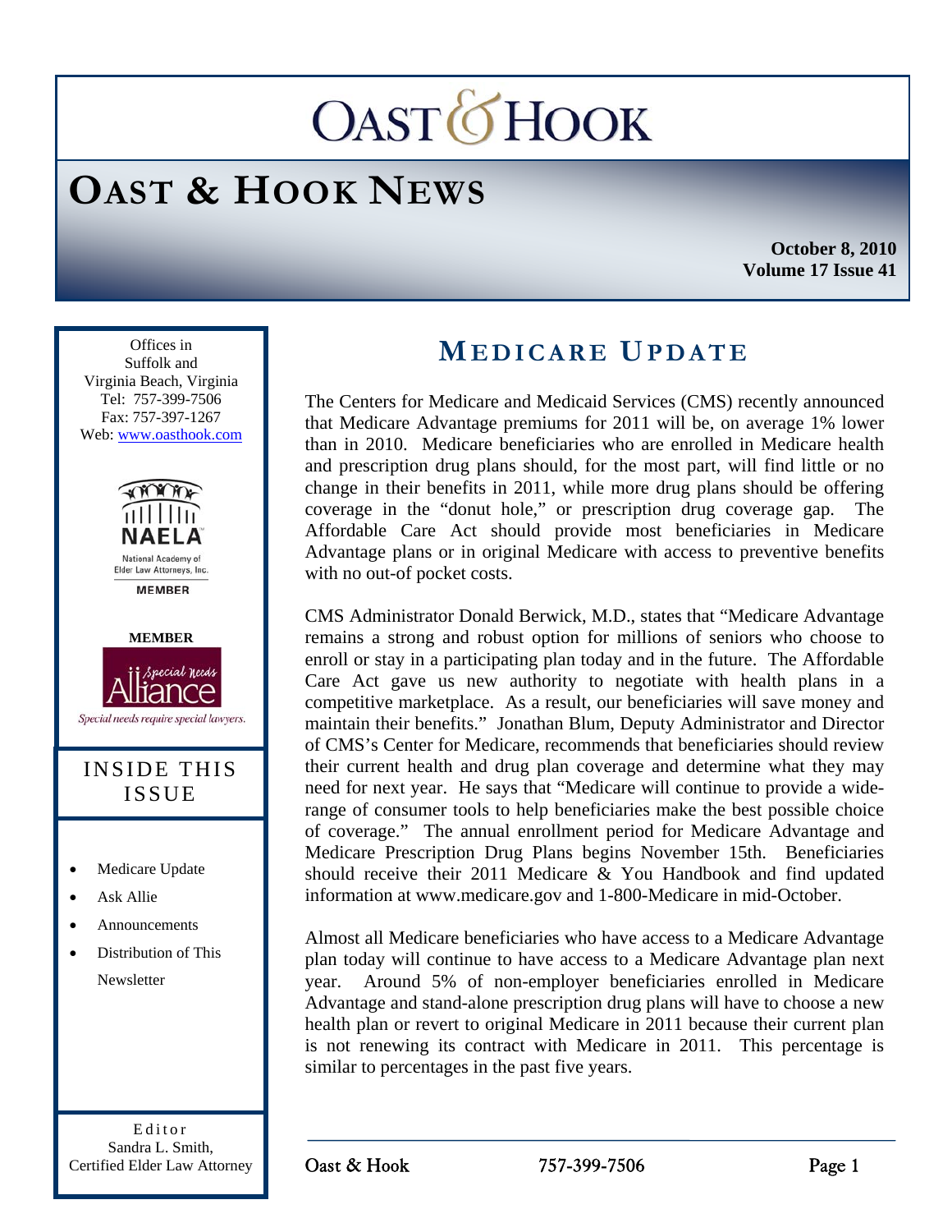# OAST & HOOK

## OAST & HOOK NEWS

**October 8, 2010**
**Volume 17 Issue 41**

Offices in
Suffolk and
Virginia Beach, Virginia
Tel: 757-399-7506
Fax: 757-397-1267
Web: www.oasthook.com

NAELA
National Academy of Elder Law Attorneys, Inc.
MEMBER

**MEMBER**

Special Needs Alliance
*Special needs require special lawyers.*

### INSIDE THIS ISSUE

- Medicare Update
- Ask Allie
- Announcements
- Distribution of This Newsletter

Editor
Sandra L. Smith,
Certified Elder Law Attorney

## MEDICARE UPDATE

The Centers for Medicare and Medicaid Services (CMS) recently announced that Medicare Advantage premiums for 2011 will be, on average 1% lower than in 2010. Medicare beneficiaries who are enrolled in Medicare health and prescription drug plans should, for the most part, will find little or no change in their benefits in 2011, while more drug plans should be offering coverage in the "donut hole," or prescription drug coverage gap. The Affordable Care Act should provide most beneficiaries in Medicare Advantage plans or in original Medicare with access to preventive benefits with no out-of pocket costs.

CMS Administrator Donald Berwick, M.D., states that "Medicare Advantage remains a strong and robust option for millions of seniors who choose to enroll or stay in a participating plan today and in the future. The Affordable Care Act gave us new authority to negotiate with health plans in a competitive marketplace. As a result, our beneficiaries will save money and maintain their benefits." Jonathan Blum, Deputy Administrator and Director of CMS's Center for Medicare, recommends that beneficiaries should review their current health and drug plan coverage and determine what they may need for next year. He says that "Medicare will continue to provide a wide-range of consumer tools to help beneficiaries make the best possible choice of coverage." The annual enrollment period for Medicare Advantage and Medicare Prescription Drug Plans begins November 15th. Beneficiaries should receive their 2011 Medicare & You Handbook and find updated information at www.medicare.gov and 1-800-Medicare in mid-October.

Almost all Medicare beneficiaries who have access to a Medicare Advantage plan today will continue to have access to a Medicare Advantage plan next year. Around 5% of non-employer beneficiaries enrolled in Medicare Advantage and stand-alone prescription drug plans will have to choose a new health plan or revert to original Medicare in 2011 because their current plan is not renewing its contract with Medicare in 2011. This percentage is similar to percentages in the past five years.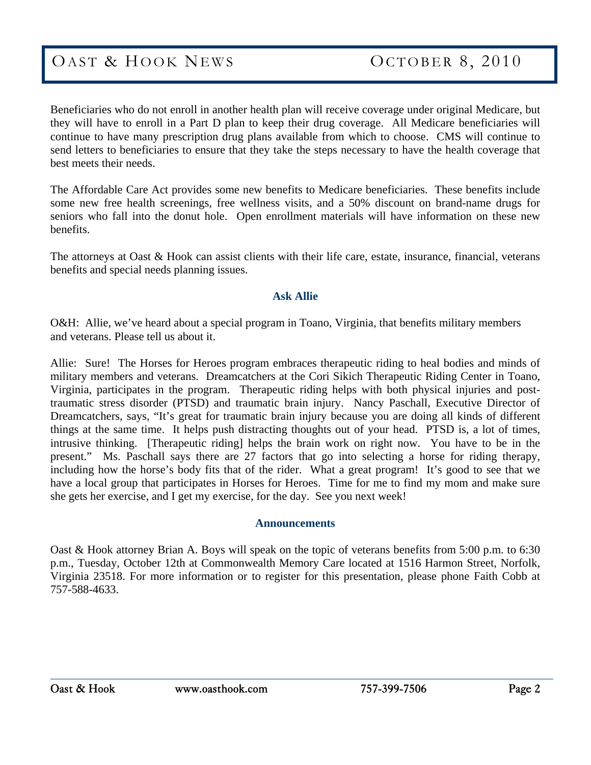Beneficiaries who do not enroll in another health plan will receive coverage under original Medicare, but they will have to enroll in a Part D plan to keep their drug coverage. All Medicare beneficiaries will continue to have many prescription drug plans available from which to choose. CMS will continue to send letters to beneficiaries to ensure that they take the steps necessary to have the health coverage that best meets their needs.

The Affordable Care Act provides some new benefits to Medicare beneficiaries. These benefits include some new free health screenings, free wellness visits, and a 50% discount on brand-name drugs for seniors who fall into the donut hole. Open enrollment materials will have information on these new benefits.

The attorneys at Oast & Hook can assist clients with their life care, estate, insurance, financial, veterans benefits and special needs planning issues.

## Ask Allie

O&H: Allie, we've heard about a special program in Toano, Virginia, that benefits military members and veterans. Please tell us about it.

Allie: Sure! The Horses for Heroes program embraces therapeutic riding to heal bodies and minds of military members and veterans. Dreamcatchers at the Cori Sikich Therapeutic Riding Center in Toano, Virginia, participates in the program. Therapeutic riding helps with both physical injuries and post-traumatic stress disorder (PTSD) and traumatic brain injury. Nancy Paschall, Executive Director of Dreamcatchers, says, "It's great for traumatic brain injury because you are doing all kinds of different things at the same time. It helps push distracting thoughts out of your head. PTSD is, a lot of times, intrusive thinking. [Therapeutic riding] helps the brain work on right now. You have to be in the present." Ms. Paschall says there are 27 factors that go into selecting a horse for riding therapy, including how the horse's body fits that of the rider. What a great program! It's good to see that we have a local group that participates in Horses for Heroes. Time for me to find my mom and make sure she gets her exercise, and I get my exercise, for the day. See you next week!

## Announcements

Oast & Hook attorney Brian A. Boys will speak on the topic of veterans benefits from 5:00 p.m. to 6:30 p.m., Tuesday, October 12th at Commonwealth Memory Care located at 1516 Harmon Street, Norfolk, Virginia 23518. For more information or to register for this presentation, please phone Faith Cobb at 757-588-4633.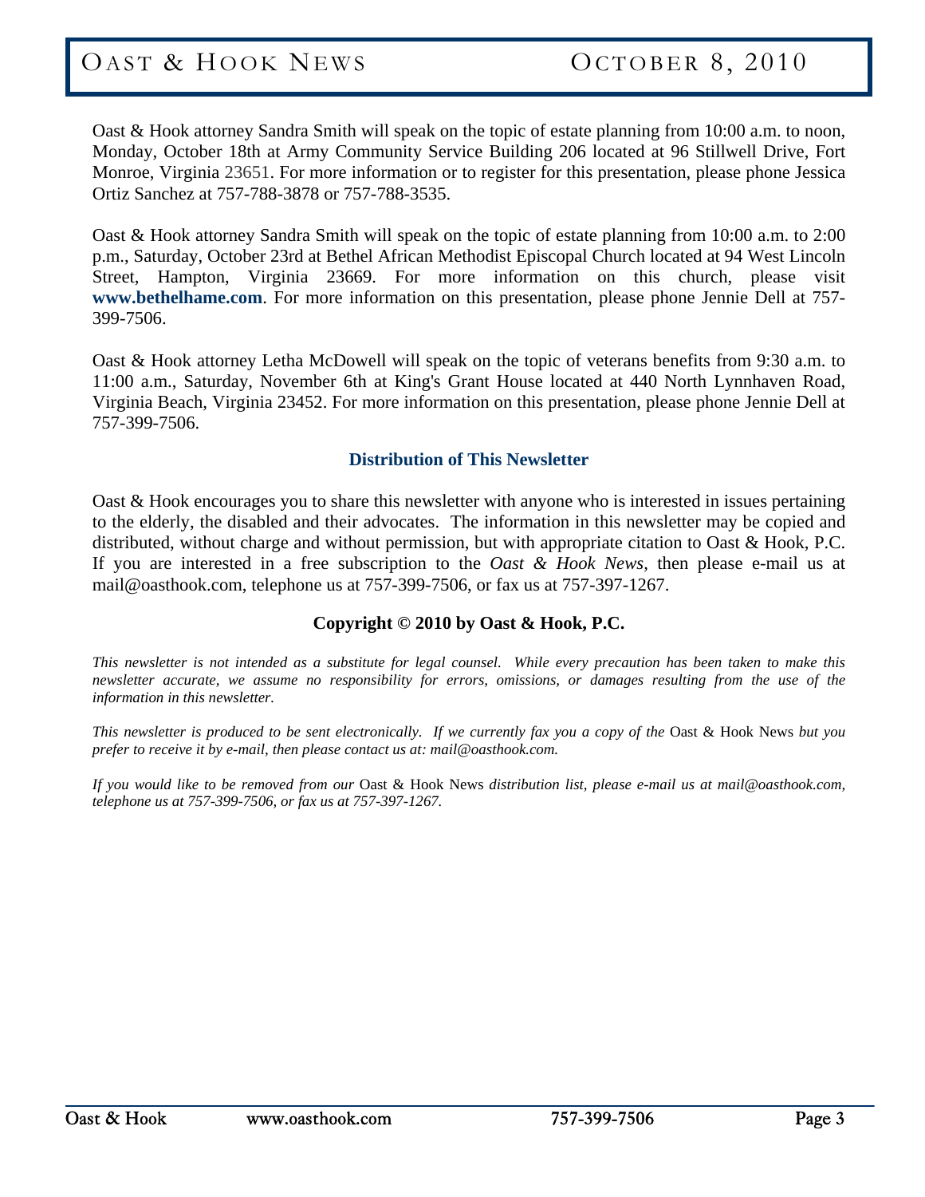Oast & Hook attorney Sandra Smith will speak on the topic of estate planning from 10:00 a.m. to noon, Monday, October 18th at Army Community Service Building 206 located at 96 Stillwell Drive, Fort Monroe, Virginia 23651. For more information or to register for this presentation, please phone Jessica Ortiz Sanchez at 757-788-3878 or 757-788-3535.

Oast & Hook attorney Sandra Smith will speak on the topic of estate planning from 10:00 a.m. to 2:00 p.m., Saturday, October 23rd at Bethel African Methodist Episcopal Church located at 94 West Lincoln Street, Hampton, Virginia 23669. For more information on this church, please visit **www.bethelhame.com**. For more information on this presentation, please phone Jennie Dell at 757-399-7506.

Oast & Hook attorney Letha McDowell will speak on the topic of veterans benefits from 9:30 a.m. to 11:00 a.m., Saturday, November 6th at King's Grant House located at 440 North Lynnhaven Road, Virginia Beach, Virginia 23452. For more information on this presentation, please phone Jennie Dell at 757-399-7506.

### Distribution of This Newsletter

Oast & Hook encourages you to share this newsletter with anyone who is interested in issues pertaining to the elderly, the disabled and their advocates. The information in this newsletter may be copied and distributed, without charge and without permission, but with appropriate citation to Oast & Hook, P.C. If you are interested in a free subscription to the *Oast & Hook News*, then please e-mail us at mail@oasthook.com, telephone us at 757-399-7506, or fax us at 757-397-1267.

**Copyright © 2010 by Oast & Hook, P.C.**

*This newsletter is not intended as a substitute for legal counsel. While every precaution has been taken to make this newsletter accurate, we assume no responsibility for errors, omissions, or damages resulting from the use of the information in this newsletter.*

*This newsletter is produced to be sent electronically. If we currently fax you a copy of the* Oast & Hook News *but you prefer to receive it by e-mail, then please contact us at: mail@oasthook.com.*

*If you would like to be removed from our* Oast & Hook News *distribution list, please e-mail us at mail@oasthook.com, telephone us at 757-399-7506, or fax us at 757-397-1267.*